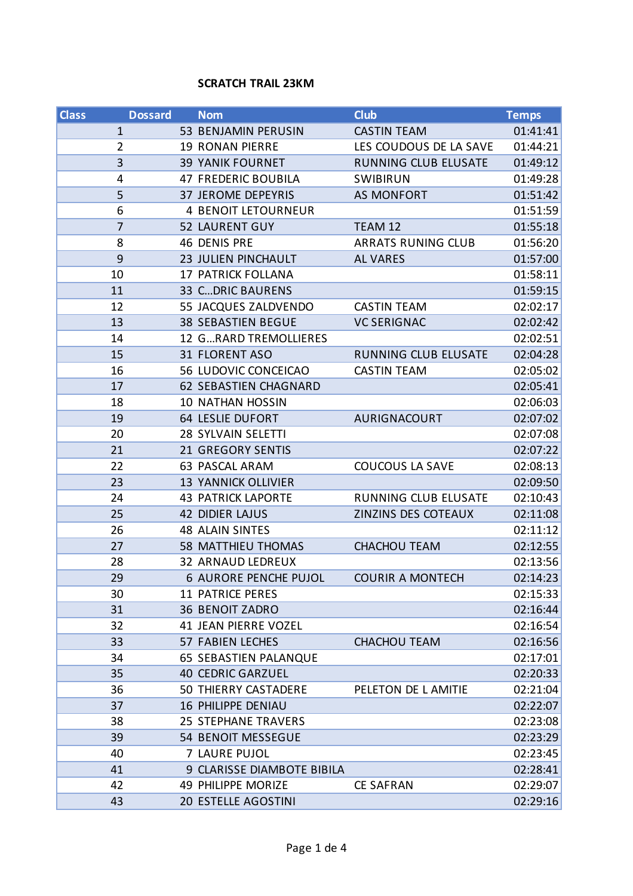**SCRATCH TRAIL 23KM**

| Class | Dossard | Nom | Club | Temps |
|---|---|---|---|---|
| 1 | 53 | BENJAMIN PERUSIN | CASTIN TEAM | 01:41:41 |
| 2 | 19 | RONAN PIERRE | LES COUDOUS DE LA SAVE | 01:44:21 |
| 3 | 39 | YANIK FOURNET | RUNNING CLUB ELUSATE | 01:49:12 |
| 4 | 47 | FREDERIC BOUBILA | SWIBIRUN | 01:49:28 |
| 5 | 37 | JEROME DEPEYRIS | AS MONFORT | 01:51:42 |
| 6 | 4 | BENOIT LETOURNEUR | | 01:51:59 |
| 7 | 52 | LAURENT GUY | TEAM 12 | 01:55:18 |
| 8 | 46 | DENIS PRE | ARRATS RUNING CLUB | 01:56:20 |
| 9 | 23 | JULIEN PINCHAULT | AL VARES | 01:57:00 |
| 10 | 17 | PATRICK FOLLANA | | 01:58:11 |
| 11 | 33 | C…DRIC BAURENS | | 01:59:15 |
| 12 | 55 | JACQUES ZALDVENDO | CASTIN TEAM | 02:02:17 |
| 13 | 38 | SEBASTIEN BEGUE | VC SERIGNAC | 02:02:42 |
| 14 | 12 | G…RARD TREMOLLIERES | | 02:02:51 |
| 15 | 31 | FLORENT ASO | RUNNING CLUB ELUSATE | 02:04:28 |
| 16 | 56 | LUDOVIC CONCEICAO | CASTIN TEAM | 02:05:02 |
| 17 | 62 | SEBASTIEN CHAGNARD | | 02:05:41 |
| 18 | 10 | NATHAN HOSSIN | | 02:06:03 |
| 19 | 64 | LESLIE DUFORT | AURIGNACOURT | 02:07:02 |
| 20 | 28 | SYLVAIN SELETTI | | 02:07:08 |
| 21 | 21 | GREGORY SENTIS | | 02:07:22 |
| 22 | 63 | PASCAL ARAM | COUCOUS LA SAVE | 02:08:13 |
| 23 | 13 | YANNICK OLLIVIER | | 02:09:50 |
| 24 | 43 | PATRICK LAPORTE | RUNNING CLUB ELUSATE | 02:10:43 |
| 25 | 42 | DIDIER LAJUS | ZINZINS DES COTEAUX | 02:11:08 |
| 26 | 48 | ALAIN SINTES | | 02:11:12 |
| 27 | 58 | MATTHIEU THOMAS | CHACHOU TEAM | 02:12:55 |
| 28 | 32 | ARNAUD LEDREUX | | 02:13:56 |
| 29 | 6 | AURORE PENCHE PUJOL | COURIR A MONTECH | 02:14:23 |
| 30 | 11 | PATRICE PERES | | 02:15:33 |
| 31 | 36 | BENOIT ZADRO | | 02:16:44 |
| 32 | 41 | JEAN PIERRE VOZEL | | 02:16:54 |
| 33 | 57 | FABIEN LECHES | CHACHOU TEAM | 02:16:56 |
| 34 | 65 | SEBASTIEN PALANQUE | | 02:17:01 |
| 35 | 40 | CEDRIC GARZUEL | | 02:20:33 |
| 36 | 50 | THIERRY CASTADERE | PELETON DE L AMITIE | 02:21:04 |
| 37 | 16 | PHILIPPE DENIAU | | 02:22:07 |
| 38 | 25 | STEPHANE TRAVERS | | 02:23:08 |
| 39 | 54 | BENOIT MESSEGUE | | 02:23:29 |
| 40 | 7 | LAURE PUJOL | | 02:23:45 |
| 41 | 9 | CLARISSE DIAMBOTE BIBILA | | 02:28:41 |
| 42 | 49 | PHILIPPE MORIZE | CE SAFRAN | 02:29:07 |
| 43 | 20 | ESTELLE AGOSTINI | | 02:29:16 |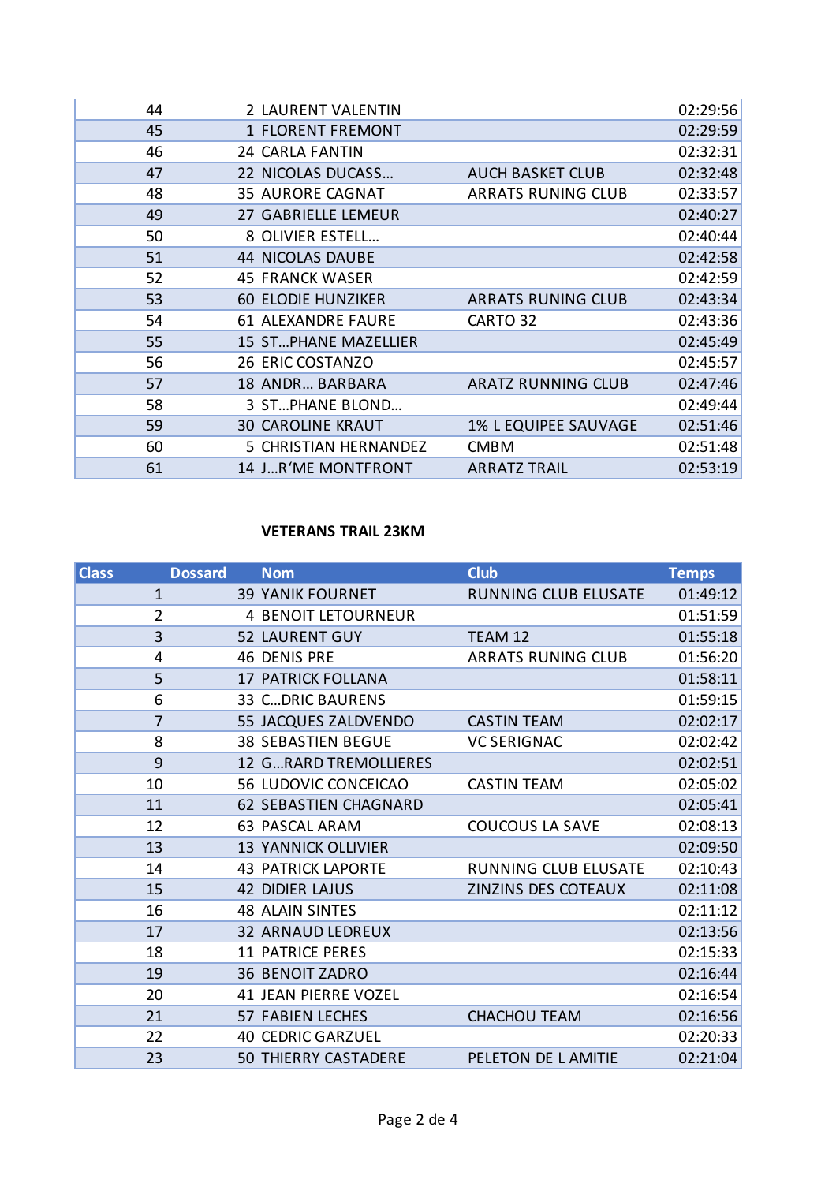| | | | | |
|---|---|---|---|---|
| 44 | 2 | LAURENT VALENTIN | | 02:29:56 |
| 45 | 1 | FLORENT FREMONT | | 02:29:59 |
| 46 | 24 | CARLA FANTIN | | 02:32:31 |
| 47 | 22 | NICOLAS DUCASS… | AUCH BASKET CLUB | 02:32:48 |
| 48 | 35 | AURORE CAGNAT | ARRATS RUNING CLUB | 02:33:57 |
| 49 | 27 | GABRIELLE LEMEUR | | 02:40:27 |
| 50 | 8 | OLIVIER ESTELL… | | 02:40:44 |
| 51 | 44 | NICOLAS DAUBE | | 02:42:58 |
| 52 | 45 | FRANCK WASER | | 02:42:59 |
| 53 | 60 | ELODIE HUNZIKER | ARRATS RUNING CLUB | 02:43:34 |
| 54 | 61 | ALEXANDRE FAURE | CARTO 32 | 02:43:36 |
| 55 | 15 | ST…PHANE MAZELLIER | | 02:45:49 |
| 56 | 26 | ERIC COSTANZO | | 02:45:57 |
| 57 | 18 | ANDR… BARBARA | ARATZ RUNNING CLUB | 02:47:46 |
| 58 | 3 | ST…PHANE BLOND… | | 02:49:44 |
| 59 | 30 | CAROLINE KRAUT | 1% L EQUIPEE SAUVAGE | 02:51:46 |
| 60 | 5 | CHRISTIAN HERNANDEZ | CMBM | 02:51:48 |
| 61 | 14 | J…R'ME MONTFRONT | ARRATZ TRAIL | 02:53:19 |

**VETERANS TRAIL 23KM**

| Class | Dossard | Nom | Club | Temps |
|---|---|---|---|---|
| 1 | 39 | YANIK FOURNET | RUNNING CLUB ELUSATE | 01:49:12 |
| 2 | 4 | BENOIT LETOURNEUR | | 01:51:59 |
| 3 | 52 | LAURENT GUY | TEAM 12 | 01:55:18 |
| 4 | 46 | DENIS PRE | ARRATS RUNING CLUB | 01:56:20 |
| 5 | 17 | PATRICK FOLLANA | | 01:58:11 |
| 6 | 33 | C…DRIC BAURENS | | 01:59:15 |
| 7 | 55 | JACQUES ZALDVENDO | CASTIN TEAM | 02:02:17 |
| 8 | 38 | SEBASTIEN BEGUE | VC SERIGNAC | 02:02:42 |
| 9 | 12 | G…RARD TREMOLLIERES | | 02:02:51 |
| 10 | 56 | LUDOVIC CONCEICAO | CASTIN TEAM | 02:05:02 |
| 11 | 62 | SEBASTIEN CHAGNARD | | 02:05:41 |
| 12 | 63 | PASCAL ARAM | COUCOUS LA SAVE | 02:08:13 |
| 13 | 13 | YANNICK OLLIVIER | | 02:09:50 |
| 14 | 43 | PATRICK LAPORTE | RUNNING CLUB ELUSATE | 02:10:43 |
| 15 | 42 | DIDIER LAJUS | ZINZINS DES COTEAUX | 02:11:08 |
| 16 | 48 | ALAIN SINTES | | 02:11:12 |
| 17 | 32 | ARNAUD LEDREUX | | 02:13:56 |
| 18 | 11 | PATRICE PERES | | 02:15:33 |
| 19 | 36 | BENOIT ZADRO | | 02:16:44 |
| 20 | 41 | JEAN PIERRE VOZEL | | 02:16:54 |
| 21 | 57 | FABIEN LECHES | CHACHOU TEAM | 02:16:56 |
| 22 | 40 | CEDRIC GARZUEL | | 02:20:33 |
| 23 | 50 | THIERRY CASTADERE | PELETON DE L AMITIE | 02:21:04 |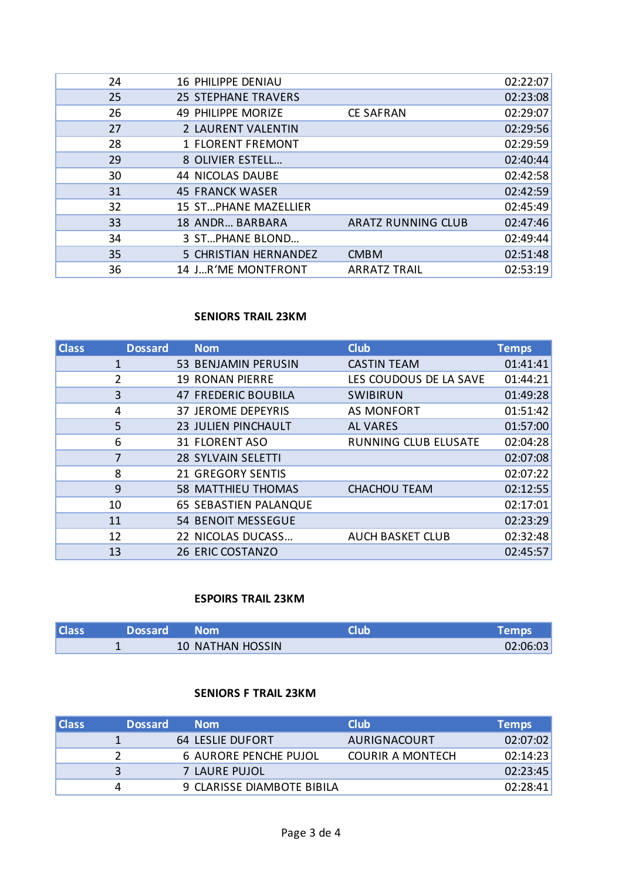| Class | Dossard | Nom | Club | Temps |
|---|---|---|---|---|
| 24 | 16 | PHILIPPE DENIAU | | 02:22:07 |
| 25 | 25 | STEPHANE TRAVERS | | 02:23:08 |
| 26 | 49 | PHILIPPE MORIZE | CE SAFRAN | 02:29:07 |
| 27 | 2 | LAURENT VALENTIN | | 02:29:56 |
| 28 | 1 | FLORENT FREMONT | | 02:29:59 |
| 29 | 8 | OLIVIER ESTELL… | | 02:40:44 |
| 30 | 44 | NICOLAS DAUBE | | 02:42:58 |
| 31 | 45 | FRANCK WASER | | 02:42:59 |
| 32 | 15 | ST…PHANE MAZELLIER | | 02:45:49 |
| 33 | 18 | ANDR… BARBARA | ARATZ RUNNING CLUB | 02:47:46 |
| 34 | 3 | ST…PHANE BLOND… | | 02:49:44 |
| 35 | 5 | CHRISTIAN HERNANDEZ | CMBM | 02:51:48 |
| 36 | 14 | J…R'ME MONTFRONT | ARRATZ TRAIL | 02:53:19 |

### SENIORS TRAIL 23KM

| Class | Dossard | Nom | Club | Temps |
|---|---|---|---|---|
| 1 | 53 | BENJAMIN PERUSIN | CASTIN TEAM | 01:41:41 |
| 2 | 19 | RONAN PIERRE | LES COUDOUS DE LA SAVE | 01:44:21 |
| 3 | 47 | FREDERIC BOUBILA | SWIBIRUN | 01:49:28 |
| 4 | 37 | JEROME DEPEYRIS | AS MONFORT | 01:51:42 |
| 5 | 23 | JULIEN PINCHAULT | AL VARES | 01:57:00 |
| 6 | 31 | FLORENT ASO | RUNNING CLUB ELUSATE | 02:04:28 |
| 7 | 28 | SYLVAIN SELETTI | | 02:07:08 |
| 8 | 21 | GREGORY SENTIS | | 02:07:22 |
| 9 | 58 | MATTHIEU THOMAS | CHACHOU TEAM | 02:12:55 |
| 10 | 65 | SEBASTIEN PALANQUE | | 02:17:01 |
| 11 | 54 | BENOIT MESSEGUE | | 02:23:29 |
| 12 | 22 | NICOLAS DUCASS… | AUCH BASKET CLUB | 02:32:48 |
| 13 | 26 | ERIC COSTANZO | | 02:45:57 |

### ESPOIRS TRAIL 23KM

| Class | Dossard | Nom | Club | Temps |
|---|---|---|---|---|
| 1 | 10 | NATHAN HOSSIN | | 02:06:03 |

### SENIORS F TRAIL 23KM

| Class | Dossard | Nom | Club | Temps |
|---|---|---|---|---|
| 1 | 64 | LESLIE DUFORT | AURIGNACOURT | 02:07:02 |
| 2 | 6 | AURORE PENCHE PUJOL | COURIR A MONTECH | 02:14:23 |
| 3 | 7 | LAURE PUJOL | | 02:23:45 |
| 4 | 9 | CLARISSE DIAMBOTE BIBILA | | 02:28:41 |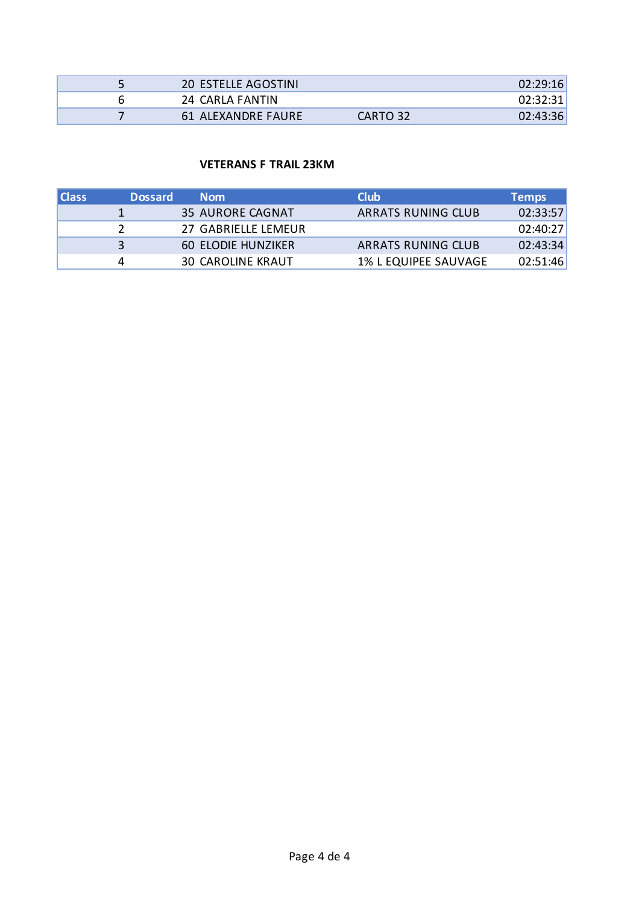| | | | | |
|---|---|---|---|---|
| 5 | 20 | ESTELLE AGOSTINI | | 02:29:16 |
| 6 | 24 | CARLA FANTIN | | 02:32:31 |
| 7 | 61 | ALEXANDRE FAURE | CARTO 32 | 02:43:36 |

**VETERANS F TRAIL 23KM**

| Class | Dossard | Nom | Club | Temps |
|---|---|---|---|---|
| 1 | 35 | AURORE CAGNAT | ARRATS RUNING CLUB | 02:33:57 |
| 2 | 27 | GABRIELLE LEMEUR | | 02:40:27 |
| 3 | 60 | ELODIE HUNZIKER | ARRATS RUNING CLUB | 02:43:34 |
| 4 | 30 | CAROLINE KRAUT | 1% L EQUIPEE SAUVAGE | 02:51:46 |